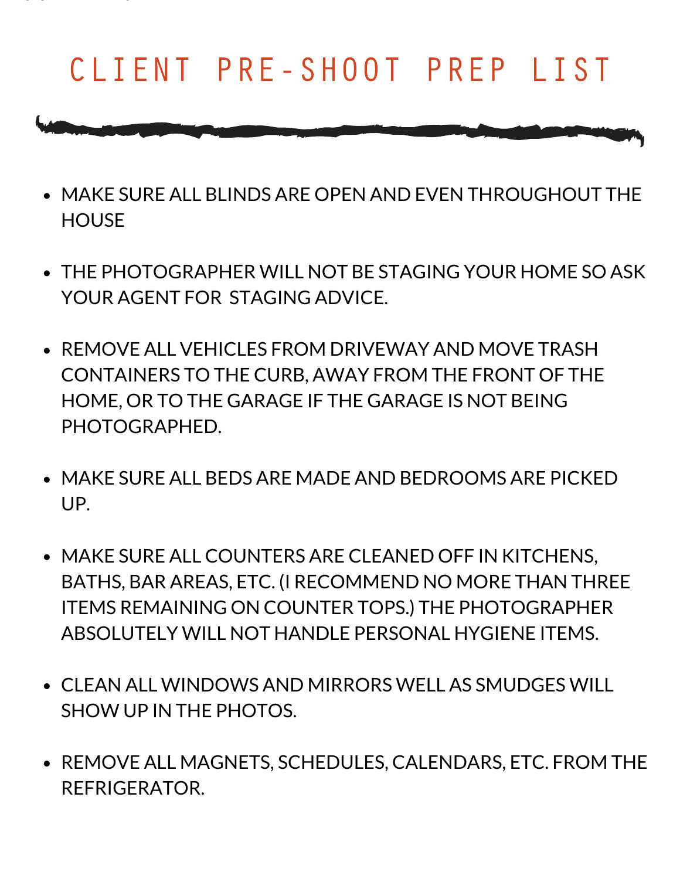# CLIENT PRE-SHOOT PREP LIST

- MAKE SURE ALL BLINDS ARE OPEN AND EVEN THROUGHOUT THE HOUSE
- THE PHOTOGRAPHER WILL NOT BE STAGING YOUR HOME SO ASK YOUR AGENT FOR STAGING ADVICE.
- REMOVE ALL VEHICLES FROM DRIVEWAY AND MOVE TRASH CONTAINERS TO THE CURB, AWAY FROM THE FRONT OF THE HOME, OR TO THE GARAGE IF THE GARAGE IS NOT BEING PHOTOGRAPHED.
- MAKE SURE ALL BEDS ARE MADE AND BEDROOMS ARE PICKED UP.
- MAKE SURE ALL COUNTERS ARE CLEANED OFF IN KITCHENS, BATHS, BAR AREAS, ETC. (I RECOMMEND NO MORE THAN THREE ITEMS REMAINING ON COUNTER TOPS.) THE PHOTOGRAPHER ABSOLUTELY WILL NOT HANDLE PERSONAL HYGIENE ITEMS.
- CLEAN ALL WINDOWS AND MIRRORS WELL AS SMUDGES WILL SHOW UP IN THE PHOTOS.
- REMOVE ALL MAGNETS, SCHEDULES, CALENDARS, ETC. FROM THE REFRIGERATOR.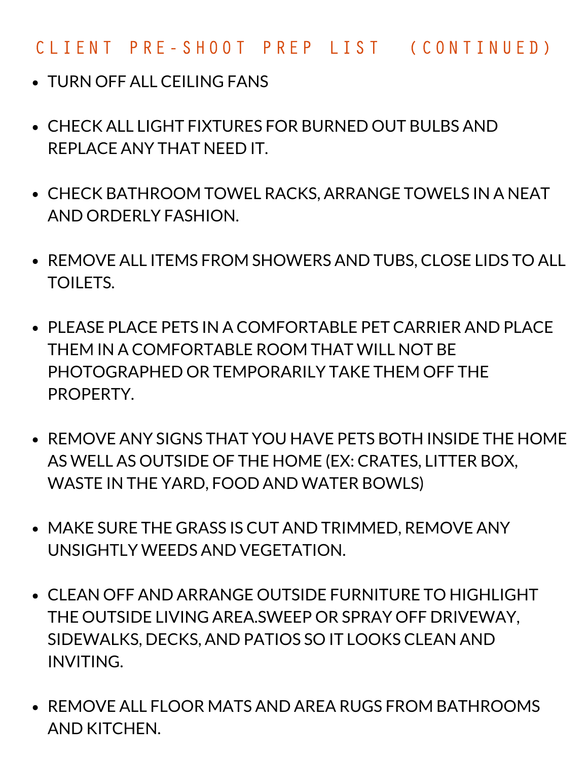## CLIENT PRE-SHOOT PREP LIST (CONTINUED)

- TURN OFF ALL CEILING FANS
- CHECK ALL LIGHT FIXTURES FOR BURNED OUT BULBS AND REPLACE ANY THAT NEED IT.
- CHECK BATHROOM TOWEL RACKS, ARRANGE TOWELS IN A NEAT AND ORDERLY FASHION.
- REMOVE ALL ITEMS FROM SHOWERS AND TUBS, CLOSE LIDS TO ALL TOILETS.
- PLEASE PLACE PETS IN A COMFORTABLE PET CARRIER AND PLACE THEM IN A COMFORTABLE ROOM THAT WILL NOT BE PHOTOGRAPHED OR TEMPORARILY TAKE THEM OFF THE PROPERTY.
- REMOVE ANY SIGNS THAT YOU HAVE PETS BOTH INSIDE THE HOME AS WELL AS OUTSIDE OF THE HOME (EX: CRATES, LITTER BOX, WASTE IN THE YARD, FOOD AND WATER BOWLS)
- MAKE SURE THE GRASS IS CUT AND TRIMMED, REMOVE ANY UNSIGHTLY WEEDS AND VEGETATION.
- CLEAN OFF AND ARRANGE OUTSIDE FURNITURE TO HIGHLIGHT THE OUTSIDE LIVING AREA.SWEEP OR SPRAY OFF DRIVEWAY, SIDEWALKS, DECKS, AND PATIOS SO IT LOOKS CLEAN AND INVITING.
- REMOVE ALL FLOOR MATS AND AREA RUGS FROM BATHROOMS AND KITCHEN.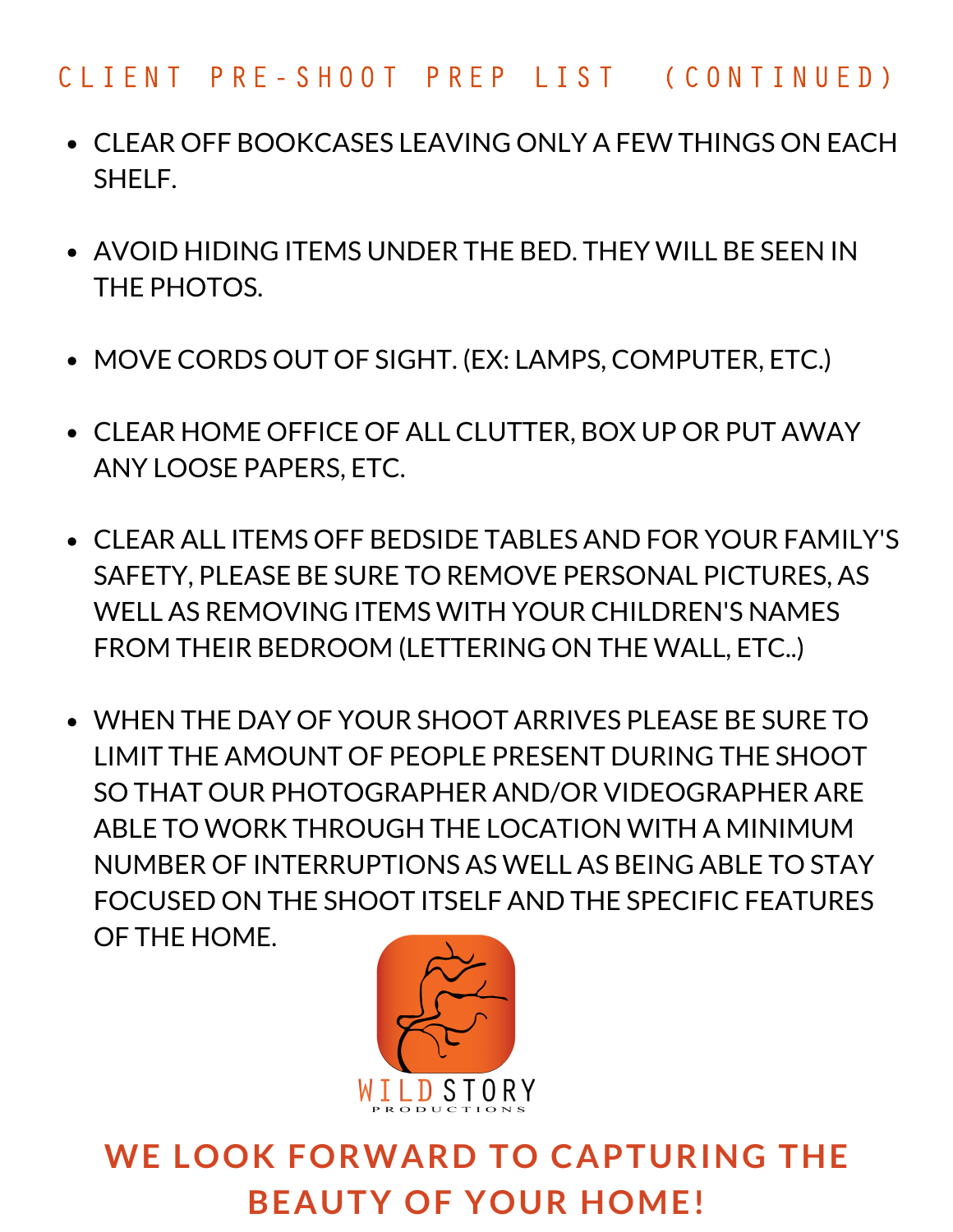## CLIENT PRE-SHOOT PREP LIST (CONTINUED)

- CLEAR OFF BOOKCASES LEAVING ONLY A FEW THINGS ON EACH SHELF.
- AVOID HIDING ITEMS UNDER THE BED. THEY WILL BE SEEN IN THE PHOTOS.
- MOVE CORDS OUT OF SIGHT. (EX: LAMPS, COMPUTER, ETC.)
- CLEAR HOME OFFICE OF ALL CLUTTER, BOX UP OR PUT AWAY ANY LOOSE PAPERS, ETC.
- CLEAR ALL ITEMS OFF BEDSIDE TABLES AND FOR YOUR FAMILY'S SAFETY, PLEASE BE SURE TO REMOVE PERSONAL PICTURES, AS WELL AS REMOVING ITEMS WITH YOUR CHILDREN'S NAMES FROM THEIR BEDROOM (LETTERING ON THE WALL, ETC..)
- WHEN THE DAY OF YOUR SHOOT ARRIVES PLEASE BE SURE TO LIMIT THE AMOUNT OF PEOPLE PRESENT DURING THE SHOOT SO THAT OUR PHOTOGRAPHER AND/OR VIDEOGRAPHER ARE ABLE TO WORK THROUGH THE LOCATION WITH A MINIMUM NUMBER OF INTERRUPTIONS AS WELL AS BEING ABLE TO STAY FOCUSED ON THE SHOOT ITSELF AND THE SPECIFIC FEATURES OF THE HOME.

WILD STORY PRODUCTIONS

**WE LOOK FORWARD TO CAPTURING THE BEAUTY OF YOUR HOME!**